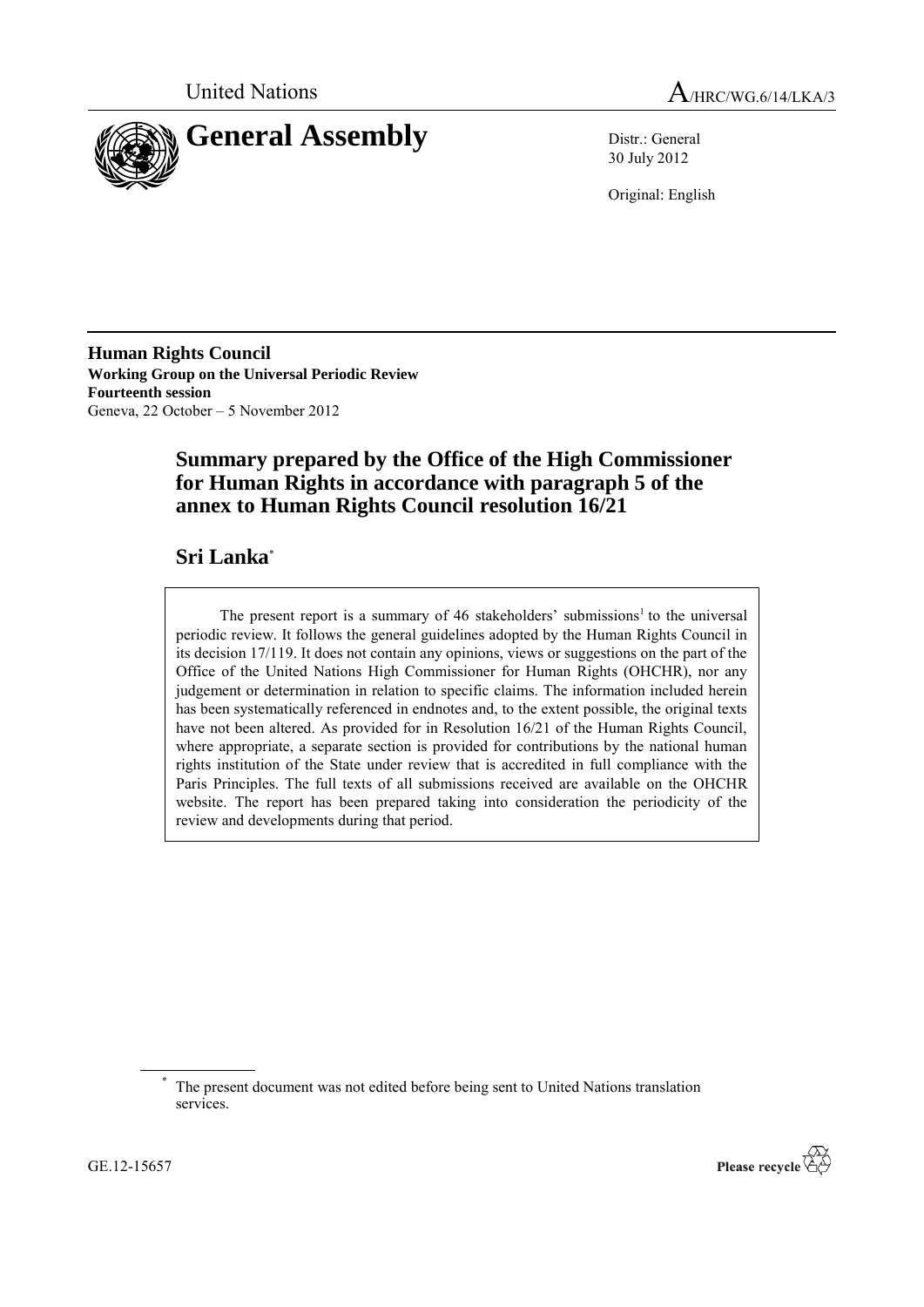United Nations A/HRC/WG.6/14/LKA/3

# General Assembly

Distr.: General
30 July 2012

Original: English

**Human Rights Council**
**Working Group on the Universal Periodic Review**
**Fourteenth session**
Geneva, 22 October – 5 November 2012

## Summary prepared by the Office of the High Commissioner for Human Rights in accordance with paragraph 5 of the annex to Human Rights Council resolution 16/21

## Sri Lanka*

The present report is a summary of 46 stakeholders' submissions[1] to the universal periodic review. It follows the general guidelines adopted by the Human Rights Council in its decision 17/119. It does not contain any opinions, views or suggestions on the part of the Office of the United Nations High Commissioner for Human Rights (OHCHR), nor any judgement or determination in relation to specific claims. The information included herein has been systematically referenced in endnotes and, to the extent possible, the original texts have not been altered. As provided for in Resolution 16/21 of the Human Rights Council, where appropriate, a separate section is provided for contributions by the national human rights institution of the State under review that is accredited in full compliance with the Paris Principles. The full texts of all submissions received are available on the OHCHR website. The report has been prepared taking into consideration the periodicity of the review and developments during that period.

\* The present document was not edited before being sent to United Nations translation services.

GE.12-15657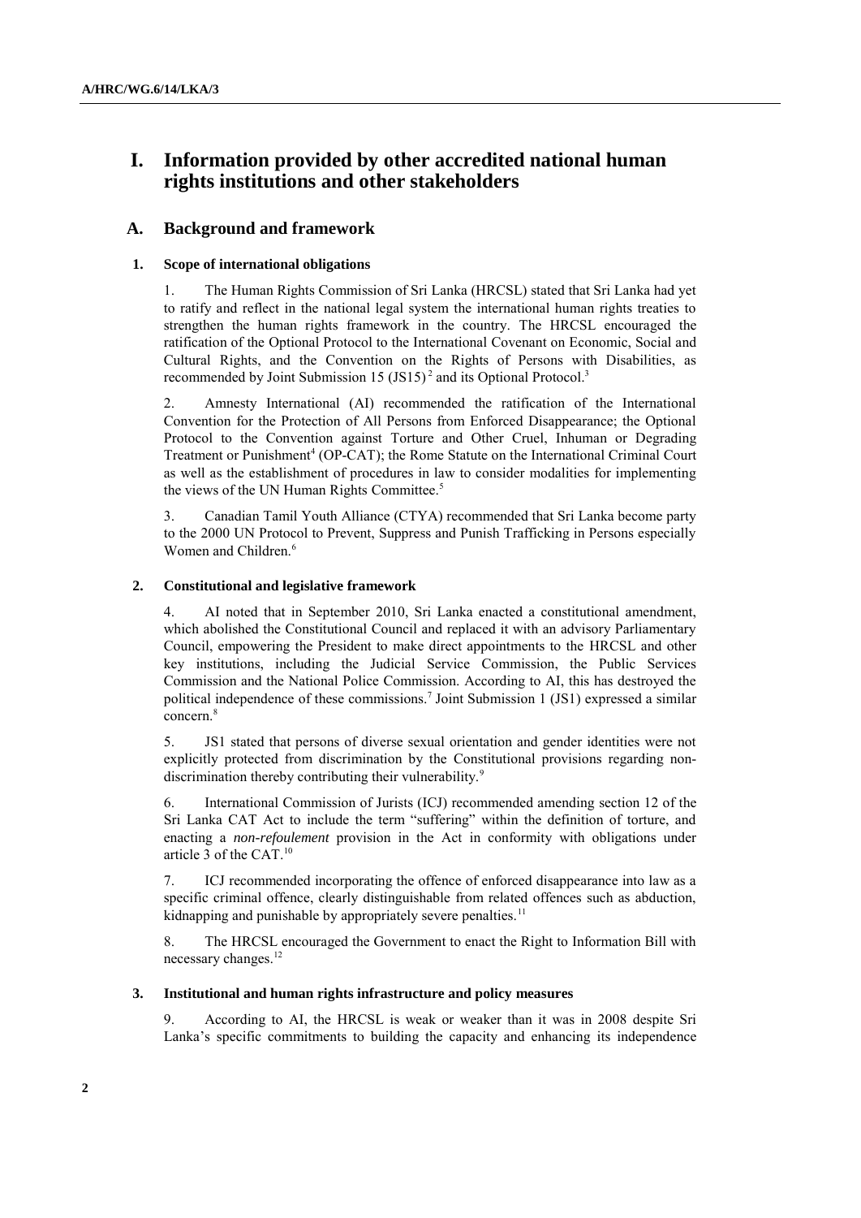# I. Information provided by other accredited national human rights institutions and other stakeholders

## A. Background and framework

### 1. Scope of international obligations

1. The Human Rights Commission of Sri Lanka (HRCSL) stated that Sri Lanka had yet to ratify and reflect in the national legal system the international human rights treaties to strengthen the human rights framework in the country. The HRCSL encouraged the ratification of the Optional Protocol to the International Covenant on Economic, Social and Cultural Rights, and the Convention on the Rights of Persons with Disabilities, as recommended by Joint Submission 15 (JS15)[2] and its Optional Protocol.[3]

2. Amnesty International (AI) recommended the ratification of the International Convention for the Protection of All Persons from Enforced Disappearance; the Optional Protocol to the Convention against Torture and Other Cruel, Inhuman or Degrading Treatment or Punishment[4] (OP-CAT); the Rome Statute on the International Criminal Court as well as the establishment of procedures in law to consider modalities for implementing the views of the UN Human Rights Committee.[5]

3. Canadian Tamil Youth Alliance (CTYA) recommended that Sri Lanka become party to the 2000 UN Protocol to Prevent, Suppress and Punish Trafficking in Persons especially Women and Children.[6]

### 2. Constitutional and legislative framework

4. AI noted that in September 2010, Sri Lanka enacted a constitutional amendment, which abolished the Constitutional Council and replaced it with an advisory Parliamentary Council, empowering the President to make direct appointments to the HRCSL and other key institutions, including the Judicial Service Commission, the Public Services Commission and the National Police Commission. According to AI, this has destroyed the political independence of these commissions.[7] Joint Submission 1 (JS1) expressed a similar concern.[8]

5. JS1 stated that persons of diverse sexual orientation and gender identities were not explicitly protected from discrimination by the Constitutional provisions regarding non-discrimination thereby contributing their vulnerability.[9]

6. International Commission of Jurists (ICJ) recommended amending section 12 of the Sri Lanka CAT Act to include the term "suffering" within the definition of torture, and enacting a *non-refoulement* provision in the Act in conformity with obligations under article 3 of the CAT.[10]

7. ICJ recommended incorporating the offence of enforced disappearance into law as a specific criminal offence, clearly distinguishable from related offences such as abduction, kidnapping and punishable by appropriately severe penalties.[11]

8. The HRCSL encouraged the Government to enact the Right to Information Bill with necessary changes.[12]

### 3. Institutional and human rights infrastructure and policy measures

9. According to AI, the HRCSL is weak or weaker than it was in 2008 despite Sri Lanka's specific commitments to building the capacity and enhancing its independence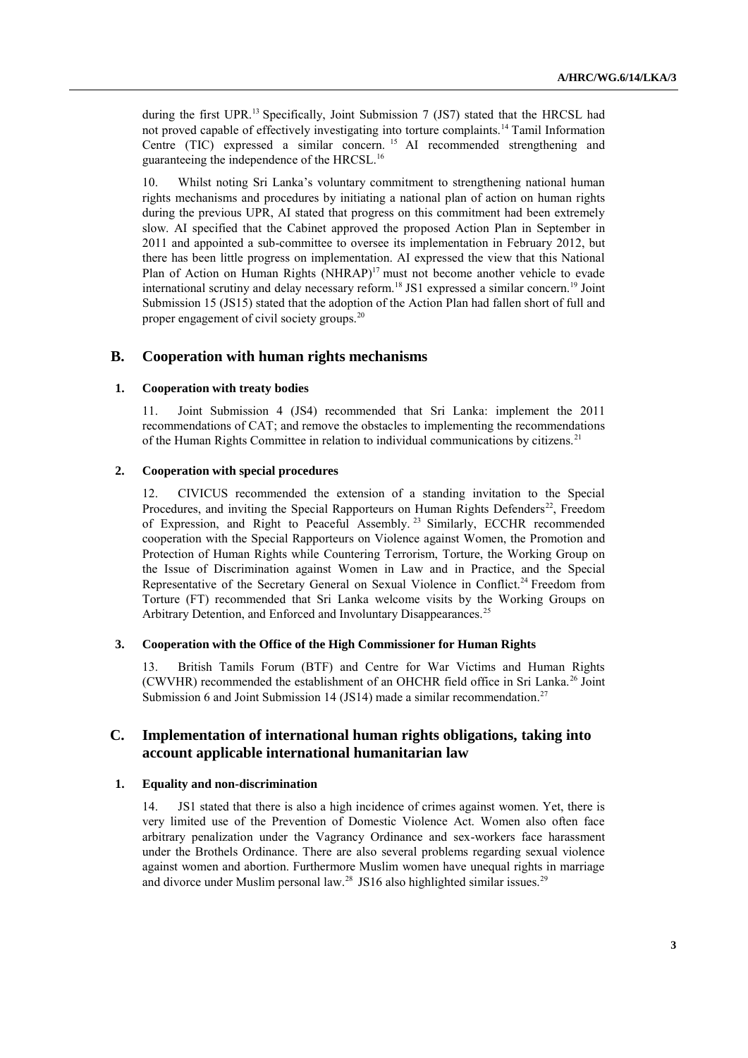during the first UPR.[13] Specifically, Joint Submission 7 (JS7) stated that the HRCSL had not proved capable of effectively investigating into torture complaints.[14] Tamil Information Centre (TIC) expressed a similar concern.[15] AI recommended strengthening and guaranteeing the independence of the HRCSL.[16]

10. Whilst noting Sri Lanka's voluntary commitment to strengthening national human rights mechanisms and procedures by initiating a national plan of action on human rights during the previous UPR, AI stated that progress on this commitment had been extremely slow. AI specified that the Cabinet approved the proposed Action Plan in September in 2011 and appointed a sub-committee to oversee its implementation in February 2012, but there has been little progress on implementation. AI expressed the view that this National Plan of Action on Human Rights (NHRAP)[17] must not become another vehicle to evade international scrutiny and delay necessary reform.[18] JS1 expressed a similar concern.[19] Joint Submission 15 (JS15) stated that the adoption of the Action Plan had fallen short of full and proper engagement of civil society groups.[20]

## B. Cooperation with human rights mechanisms

### 1. Cooperation with treaty bodies

11. Joint Submission 4 (JS4) recommended that Sri Lanka: implement the 2011 recommendations of CAT; and remove the obstacles to implementing the recommendations of the Human Rights Committee in relation to individual communications by citizens.[21]

### 2. Cooperation with special procedures

12. CIVICUS recommended the extension of a standing invitation to the Special Procedures, and inviting the Special Rapporteurs on Human Rights Defenders[22], Freedom of Expression, and Right to Peaceful Assembly.[23] Similarly, ECCHR recommended cooperation with the Special Rapporteurs on Violence against Women, the Promotion and Protection of Human Rights while Countering Terrorism, Torture, the Working Group on the Issue of Discrimination against Women in Law and in Practice, and the Special Representative of the Secretary General on Sexual Violence in Conflict.[24] Freedom from Torture (FT) recommended that Sri Lanka welcome visits by the Working Groups on Arbitrary Detention, and Enforced and Involuntary Disappearances.[25]

### 3. Cooperation with the Office of the High Commissioner for Human Rights

13. British Tamils Forum (BTF) and Centre for War Victims and Human Rights (CWVHR) recommended the establishment of an OHCHR field office in Sri Lanka.[26] Joint Submission 6 and Joint Submission 14 (JS14) made a similar recommendation.[27]

## C. Implementation of international human rights obligations, taking into account applicable international humanitarian law

### 1. Equality and non-discrimination

14. JS1 stated that there is also a high incidence of crimes against women. Yet, there is very limited use of the Prevention of Domestic Violence Act. Women also often face arbitrary penalization under the Vagrancy Ordinance and sex-workers face harassment under the Brothels Ordinance. There are also several problems regarding sexual violence against women and abortion. Furthermore Muslim women have unequal rights in marriage and divorce under Muslim personal law.[28] JS16 also highlighted similar issues.[29]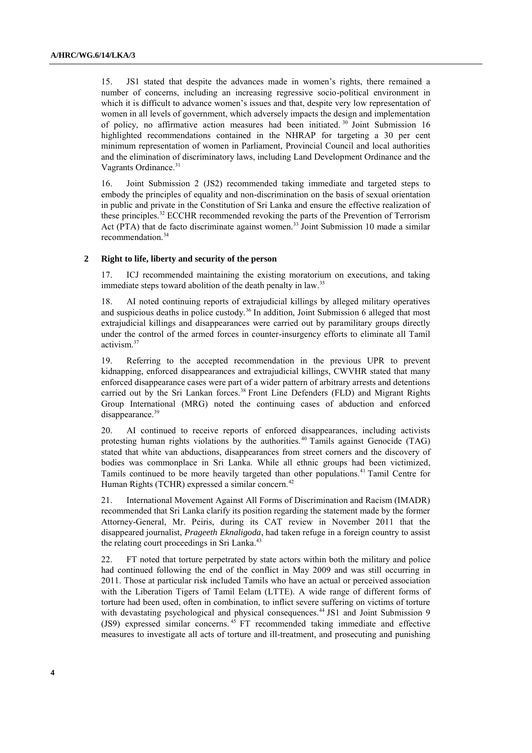15. JS1 stated that despite the advances made in women's rights, there remained a number of concerns, including an increasing regressive socio-political environment in which it is difficult to advance women's issues and that, despite very low representation of women in all levels of government, which adversely impacts the design and implementation of policy, no affirmative action measures had been initiated.[30] Joint Submission 16 highlighted recommendations contained in the NHRAP for targeting a 30 per cent minimum representation of women in Parliament, Provincial Council and local authorities and the elimination of discriminatory laws, including Land Development Ordinance and the Vagrants Ordinance.[31]

16. Joint Submission 2 (JS2) recommended taking immediate and targeted steps to embody the principles of equality and non-discrimination on the basis of sexual orientation in public and private in the Constitution of Sri Lanka and ensure the effective realization of these principles.[32] ECCHR recommended revoking the parts of the Prevention of Terrorism Act (PTA) that de facto discriminate against women.[33] Joint Submission 10 made a similar recommendation.[34]

### 2 Right to life, liberty and security of the person

17. ICJ recommended maintaining the existing moratorium on executions, and taking immediate steps toward abolition of the death penalty in law.[35]

18. AI noted continuing reports of extrajudicial killings by alleged military operatives and suspicious deaths in police custody.[36] In addition, Joint Submission 6 alleged that most extrajudicial killings and disappearances were carried out by paramilitary groups directly under the control of the armed forces in counter-insurgency efforts to eliminate all Tamil activism.[37]

19. Referring to the accepted recommendation in the previous UPR to prevent kidnapping, enforced disappearances and extrajudicial killings, CWVHR stated that many enforced disappearance cases were part of a wider pattern of arbitrary arrests and detentions carried out by the Sri Lankan forces.[38] Front Line Defenders (FLD) and Migrant Rights Group International (MRG) noted the continuing cases of abduction and enforced disappearance.[39]

20. AI continued to receive reports of enforced disappearances, including activists protesting human rights violations by the authorities.[40] Tamils against Genocide (TAG) stated that white van abductions, disappearances from street corners and the discovery of bodies was commonplace in Sri Lanka. While all ethnic groups had been victimized, Tamils continued to be more heavily targeted than other populations.[41] Tamil Centre for Human Rights (TCHR) expressed a similar concern.[42]

21. International Movement Against All Forms of Discrimination and Racism (IMADR) recommended that Sri Lanka clarify its position regarding the statement made by the former Attorney-General, Mr. Peiris, during its CAT review in November 2011 that the disappeared journalist, *Prageeth Eknaligoda*, had taken refuge in a foreign country to assist the relating court proceedings in Sri Lanka.[43]

22. FT noted that torture perpetrated by state actors within both the military and police had continued following the end of the conflict in May 2009 and was still occurring in 2011. Those at particular risk included Tamils who have an actual or perceived association with the Liberation Tigers of Tamil Eelam (LTTE). A wide range of different forms of torture had been used, often in combination, to inflict severe suffering on victims of torture with devastating psychological and physical consequences.[44] JS1 and Joint Submission 9 (JS9) expressed similar concerns.[45] FT recommended taking immediate and effective measures to investigate all acts of torture and ill-treatment, and prosecuting and punishing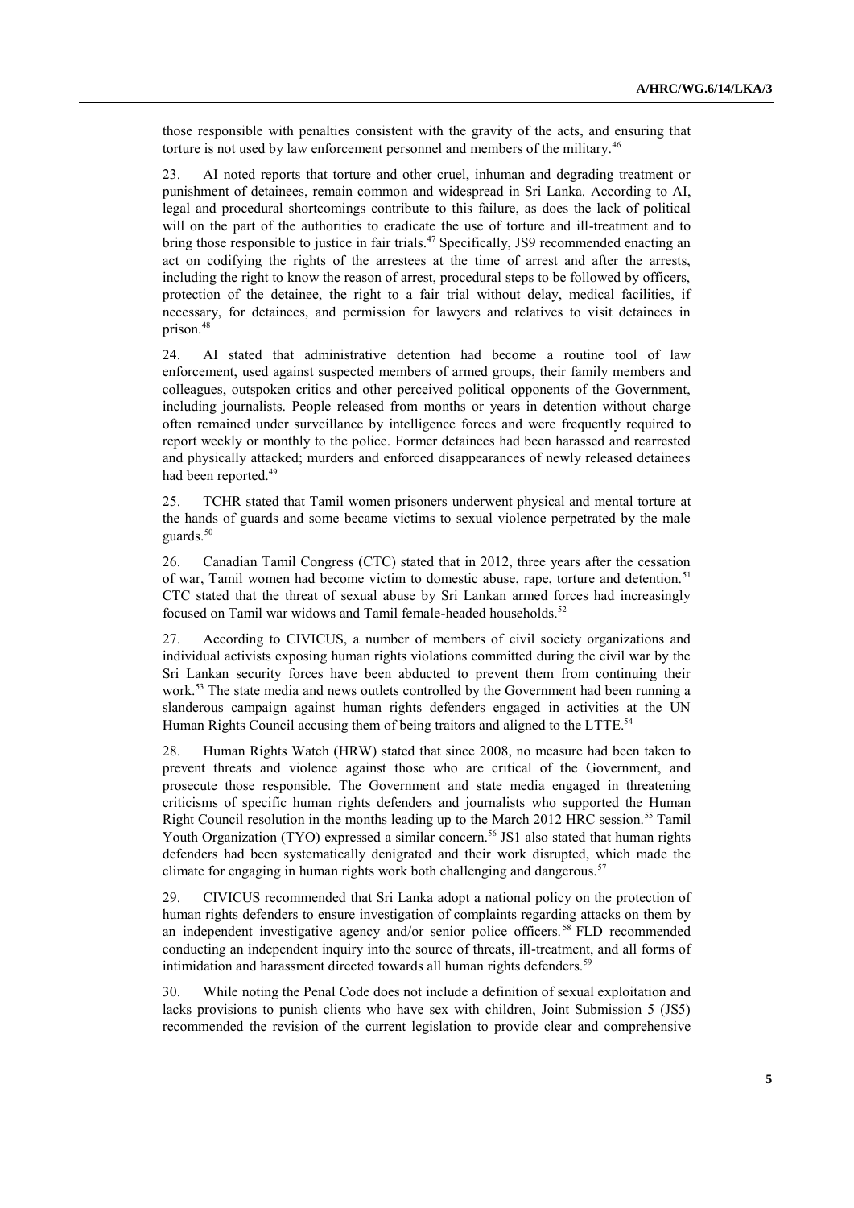those responsible with penalties consistent with the gravity of the acts, and ensuring that torture is not used by law enforcement personnel and members of the military.[46]

23. AI noted reports that torture and other cruel, inhuman and degrading treatment or punishment of detainees, remain common and widespread in Sri Lanka. According to AI, legal and procedural shortcomings contribute to this failure, as does the lack of political will on the part of the authorities to eradicate the use of torture and ill-treatment and to bring those responsible to justice in fair trials.[47] Specifically, JS9 recommended enacting an act on codifying the rights of the arrestees at the time of arrest and after the arrests, including the right to know the reason of arrest, procedural steps to be followed by officers, protection of the detainee, the right to a fair trial without delay, medical facilities, if necessary, for detainees, and permission for lawyers and relatives to visit detainees in prison.[48]

24. AI stated that administrative detention had become a routine tool of law enforcement, used against suspected members of armed groups, their family members and colleagues, outspoken critics and other perceived political opponents of the Government, including journalists. People released from months or years in detention without charge often remained under surveillance by intelligence forces and were frequently required to report weekly or monthly to the police. Former detainees had been harassed and rearrested and physically attacked; murders and enforced disappearances of newly released detainees had been reported.[49]

25. TCHR stated that Tamil women prisoners underwent physical and mental torture at the hands of guards and some became victims to sexual violence perpetrated by the male guards.[50]

26. Canadian Tamil Congress (CTC) stated that in 2012, three years after the cessation of war, Tamil women had become victim to domestic abuse, rape, torture and detention.[51] CTC stated that the threat of sexual abuse by Sri Lankan armed forces had increasingly focused on Tamil war widows and Tamil female-headed households.[52]

27. According to CIVICUS, a number of members of civil society organizations and individual activists exposing human rights violations committed during the civil war by the Sri Lankan security forces have been abducted to prevent them from continuing their work.[53] The state media and news outlets controlled by the Government had been running a slanderous campaign against human rights defenders engaged in activities at the UN Human Rights Council accusing them of being traitors and aligned to the LTTE.[54]

28. Human Rights Watch (HRW) stated that since 2008, no measure had been taken to prevent threats and violence against those who are critical of the Government, and prosecute those responsible. The Government and state media engaged in threatening criticisms of specific human rights defenders and journalists who supported the Human Right Council resolution in the months leading up to the March 2012 HRC session.[55] Tamil Youth Organization (TYO) expressed a similar concern.[56] JS1 also stated that human rights defenders had been systematically denigrated and their work disrupted, which made the climate for engaging in human rights work both challenging and dangerous.[57]

29. CIVICUS recommended that Sri Lanka adopt a national policy on the protection of human rights defenders to ensure investigation of complaints regarding attacks on them by an independent investigative agency and/or senior police officers.[58] FLD recommended conducting an independent inquiry into the source of threats, ill-treatment, and all forms of intimidation and harassment directed towards all human rights defenders.[59]

30. While noting the Penal Code does not include a definition of sexual exploitation and lacks provisions to punish clients who have sex with children, Joint Submission 5 (JS5) recommended the revision of the current legislation to provide clear and comprehensive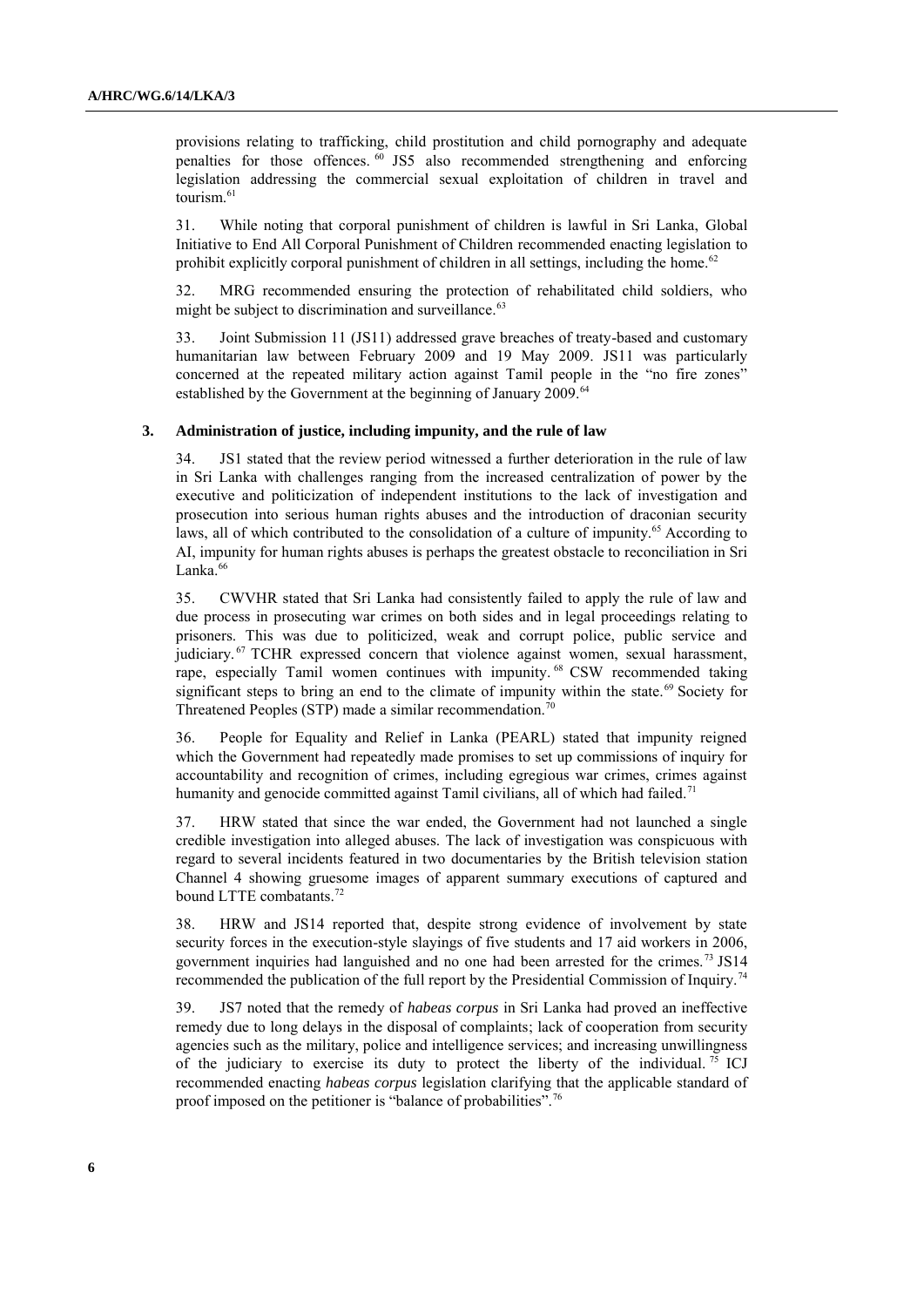provisions relating to trafficking, child prostitution and child pornography and adequate penalties for those offences. [60] JS5 also recommended strengthening and enforcing legislation addressing the commercial sexual exploitation of children in travel and tourism.[61]

31. While noting that corporal punishment of children is lawful in Sri Lanka, Global Initiative to End All Corporal Punishment of Children recommended enacting legislation to prohibit explicitly corporal punishment of children in all settings, including the home.[62]

32. MRG recommended ensuring the protection of rehabilitated child soldiers, who might be subject to discrimination and surveillance.[63]

33. Joint Submission 11 (JS11) addressed grave breaches of treaty-based and customary humanitarian law between February 2009 and 19 May 2009. JS11 was particularly concerned at the repeated military action against Tamil people in the "no fire zones" established by the Government at the beginning of January 2009.[64]

### 3. Administration of justice, including impunity, and the rule of law

34. JS1 stated that the review period witnessed a further deterioration in the rule of law in Sri Lanka with challenges ranging from the increased centralization of power by the executive and politicization of independent institutions to the lack of investigation and prosecution into serious human rights abuses and the introduction of draconian security laws, all of which contributed to the consolidation of a culture of impunity.[65] According to AI, impunity for human rights abuses is perhaps the greatest obstacle to reconciliation in Sri Lanka.[66]

35. CWVHR stated that Sri Lanka had consistently failed to apply the rule of law and due process in prosecuting war crimes on both sides and in legal proceedings relating to prisoners. This was due to politicized, weak and corrupt police, public service and judiciary. [67] TCHR expressed concern that violence against women, sexual harassment, rape, especially Tamil women continues with impunity. [68] CSW recommended taking significant steps to bring an end to the climate of impunity within the state.[69] Society for Threatened Peoples (STP) made a similar recommendation.[70]

36. People for Equality and Relief in Lanka (PEARL) stated that impunity reigned which the Government had repeatedly made promises to set up commissions of inquiry for accountability and recognition of crimes, including egregious war crimes, crimes against humanity and genocide committed against Tamil civilians, all of which had failed.[71]

37. HRW stated that since the war ended, the Government had not launched a single credible investigation into alleged abuses. The lack of investigation was conspicuous with regard to several incidents featured in two documentaries by the British television station Channel 4 showing gruesome images of apparent summary executions of captured and bound LTTE combatants.[72]

38. HRW and JS14 reported that, despite strong evidence of involvement by state security forces in the execution-style slayings of five students and 17 aid workers in 2006, government inquiries had languished and no one had been arrested for the crimes.[73] JS14 recommended the publication of the full report by the Presidential Commission of Inquiry.[74]

39. JS7 noted that the remedy of *habeas corpus* in Sri Lanka had proved an ineffective remedy due to long delays in the disposal of complaints; lack of cooperation from security agencies such as the military, police and intelligence services; and increasing unwillingness of the judiciary to exercise its duty to protect the liberty of the individual. [75] ICJ recommended enacting *habeas corpus* legislation clarifying that the applicable standard of proof imposed on the petitioner is "balance of probabilities".[76]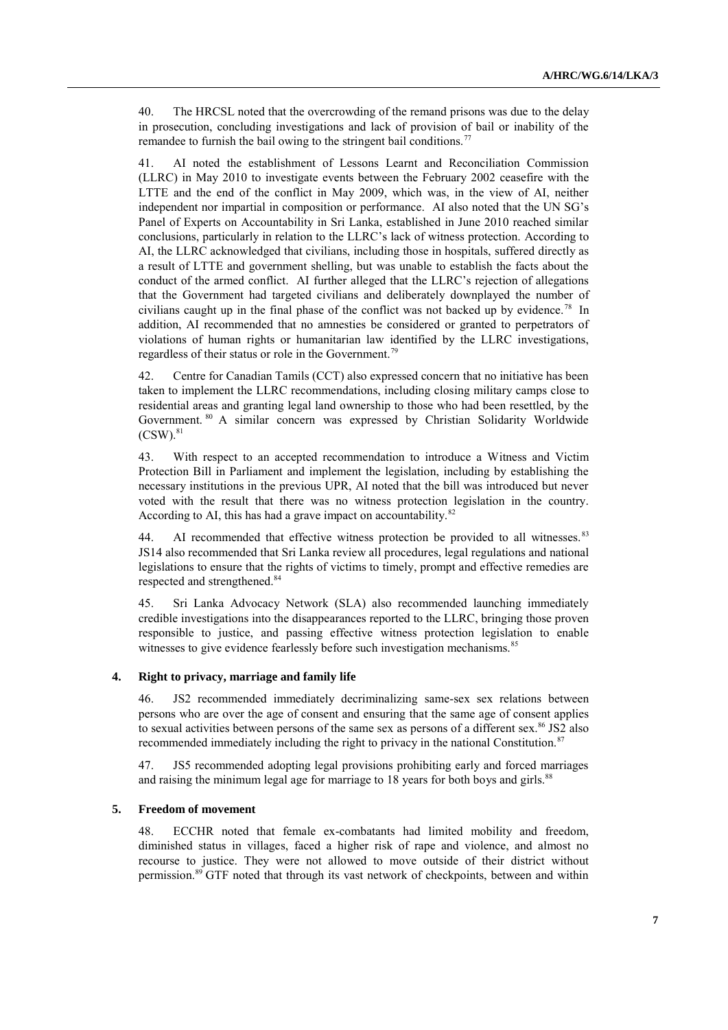40. The HRCSL noted that the overcrowding of the remand prisons was due to the delay in prosecution, concluding investigations and lack of provision of bail or inability of the remandee to furnish the bail owing to the stringent bail conditions.[77]

41. AI noted the establishment of Lessons Learnt and Reconciliation Commission (LLRC) in May 2010 to investigate events between the February 2002 ceasefire with the LTTE and the end of the conflict in May 2009, which was, in the view of AI, neither independent nor impartial in composition or performance. AI also noted that the UN SG's Panel of Experts on Accountability in Sri Lanka, established in June 2010 reached similar conclusions, particularly in relation to the LLRC's lack of witness protection. According to AI, the LLRC acknowledged that civilians, including those in hospitals, suffered directly as a result of LTTE and government shelling, but was unable to establish the facts about the conduct of the armed conflict. AI further alleged that the LLRC's rejection of allegations that the Government had targeted civilians and deliberately downplayed the number of civilians caught up in the final phase of the conflict was not backed up by evidence.[78] In addition, AI recommended that no amnesties be considered or granted to perpetrators of violations of human rights or humanitarian law identified by the LLRC investigations, regardless of their status or role in the Government.[79]

42. Centre for Canadian Tamils (CCT) also expressed concern that no initiative has been taken to implement the LLRC recommendations, including closing military camps close to residential areas and granting legal land ownership to those who had been resettled, by the Government.[80] A similar concern was expressed by Christian Solidarity Worldwide (CSW).[81]

43. With respect to an accepted recommendation to introduce a Witness and Victim Protection Bill in Parliament and implement the legislation, including by establishing the necessary institutions in the previous UPR, AI noted that the bill was introduced but never voted with the result that there was no witness protection legislation in the country. According to AI, this has had a grave impact on accountability.[82]

44. AI recommended that effective witness protection be provided to all witnesses.[83] JS14 also recommended that Sri Lanka review all procedures, legal regulations and national legislations to ensure that the rights of victims to timely, prompt and effective remedies are respected and strengthened.[84]

45. Sri Lanka Advocacy Network (SLA) also recommended launching immediately credible investigations into the disappearances reported to the LLRC, bringing those proven responsible to justice, and passing effective witness protection legislation to enable witnesses to give evidence fearlessly before such investigation mechanisms.[85]

### 4. Right to privacy, marriage and family life

46. JS2 recommended immediately decriminalizing same-sex sex relations between persons who are over the age of consent and ensuring that the same age of consent applies to sexual activities between persons of the same sex as persons of a different sex.[86] JS2 also recommended immediately including the right to privacy in the national Constitution.[87]

47. JS5 recommended adopting legal provisions prohibiting early and forced marriages and raising the minimum legal age for marriage to 18 years for both boys and girls.[88]

### 5. Freedom of movement

48. ECCHR noted that female ex-combatants had limited mobility and freedom, diminished status in villages, faced a higher risk of rape and violence, and almost no recourse to justice. They were not allowed to move outside of their district without permission.[89] GTF noted that through its vast network of checkpoints, between and within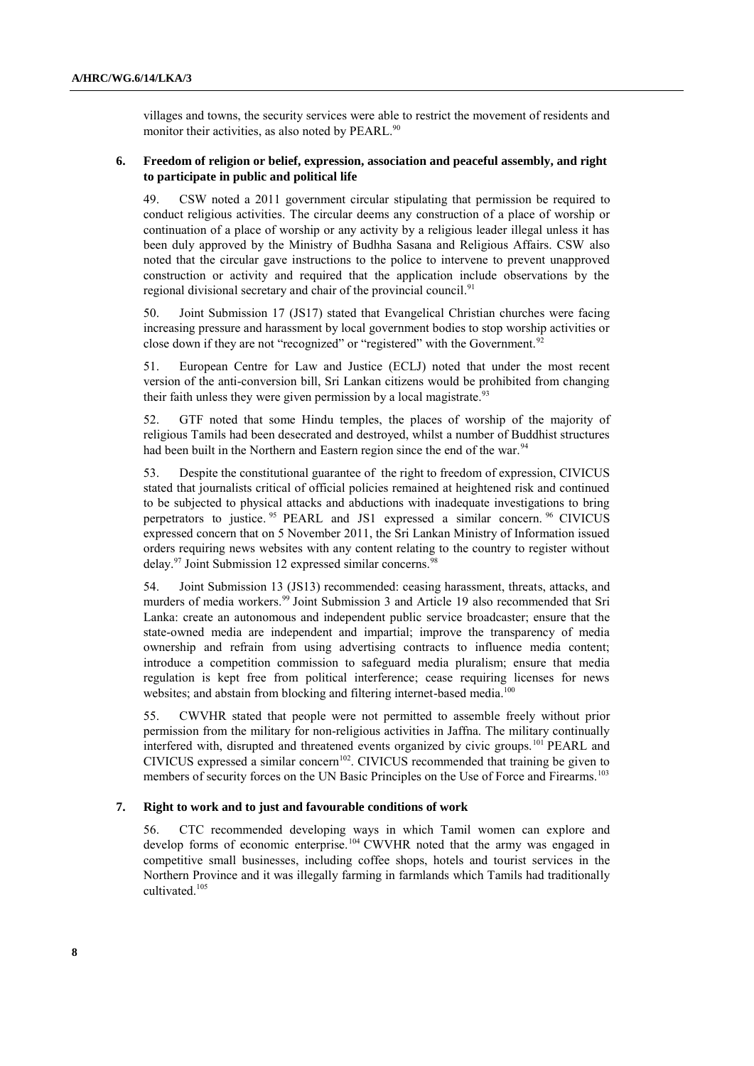villages and towns, the security services were able to restrict the movement of residents and monitor their activities, as also noted by PEARL.[90]

### 6. Freedom of religion or belief, expression, association and peaceful assembly, and right to participate in public and political life

49. CSW noted a 2011 government circular stipulating that permission be required to conduct religious activities. The circular deems any construction of a place of worship or continuation of a place of worship or any activity by a religious leader illegal unless it has been duly approved by the Ministry of Budhha Sasana and Religious Affairs. CSW also noted that the circular gave instructions to the police to intervene to prevent unapproved construction or activity and required that the application include observations by the regional divisional secretary and chair of the provincial council.[91]

50. Joint Submission 17 (JS17) stated that Evangelical Christian churches were facing increasing pressure and harassment by local government bodies to stop worship activities or close down if they are not "recognized" or "registered" with the Government.[92]

51. European Centre for Law and Justice (ECLJ) noted that under the most recent version of the anti-conversion bill, Sri Lankan citizens would be prohibited from changing their faith unless they were given permission by a local magistrate.[93]

52. GTF noted that some Hindu temples, the places of worship of the majority of religious Tamils had been desecrated and destroyed, whilst a number of Buddhist structures had been built in the Northern and Eastern region since the end of the war.[94]

53. Despite the constitutional guarantee of the right to freedom of expression, CIVICUS stated that journalists critical of official policies remained at heightened risk and continued to be subjected to physical attacks and abductions with inadequate investigations to bring perpetrators to justice.[95] PEARL and JS1 expressed a similar concern.[96] CIVICUS expressed concern that on 5 November 2011, the Sri Lankan Ministry of Information issued orders requiring news websites with any content relating to the country to register without delay.[97] Joint Submission 12 expressed similar concerns.[98]

54. Joint Submission 13 (JS13) recommended: ceasing harassment, threats, attacks, and murders of media workers.[99] Joint Submission 3 and Article 19 also recommended that Sri Lanka: create an autonomous and independent public service broadcaster; ensure that the state-owned media are independent and impartial; improve the transparency of media ownership and refrain from using advertising contracts to influence media content; introduce a competition commission to safeguard media pluralism; ensure that media regulation is kept free from political interference; cease requiring licenses for news websites; and abstain from blocking and filtering internet-based media.[100]

55. CWVHR stated that people were not permitted to assemble freely without prior permission from the military for non-religious activities in Jaffna. The military continually interfered with, disrupted and threatened events organized by civic groups.[101] PEARL and CIVICUS expressed a similar concern[102]. CIVICUS recommended that training be given to members of security forces on the UN Basic Principles on the Use of Force and Firearms.[103]

### 7. Right to work and to just and favourable conditions of work

56. CTC recommended developing ways in which Tamil women can explore and develop forms of economic enterprise.[104] CWVHR noted that the army was engaged in competitive small businesses, including coffee shops, hotels and tourist services in the Northern Province and it was illegally farming in farmlands which Tamils had traditionally cultivated.[105]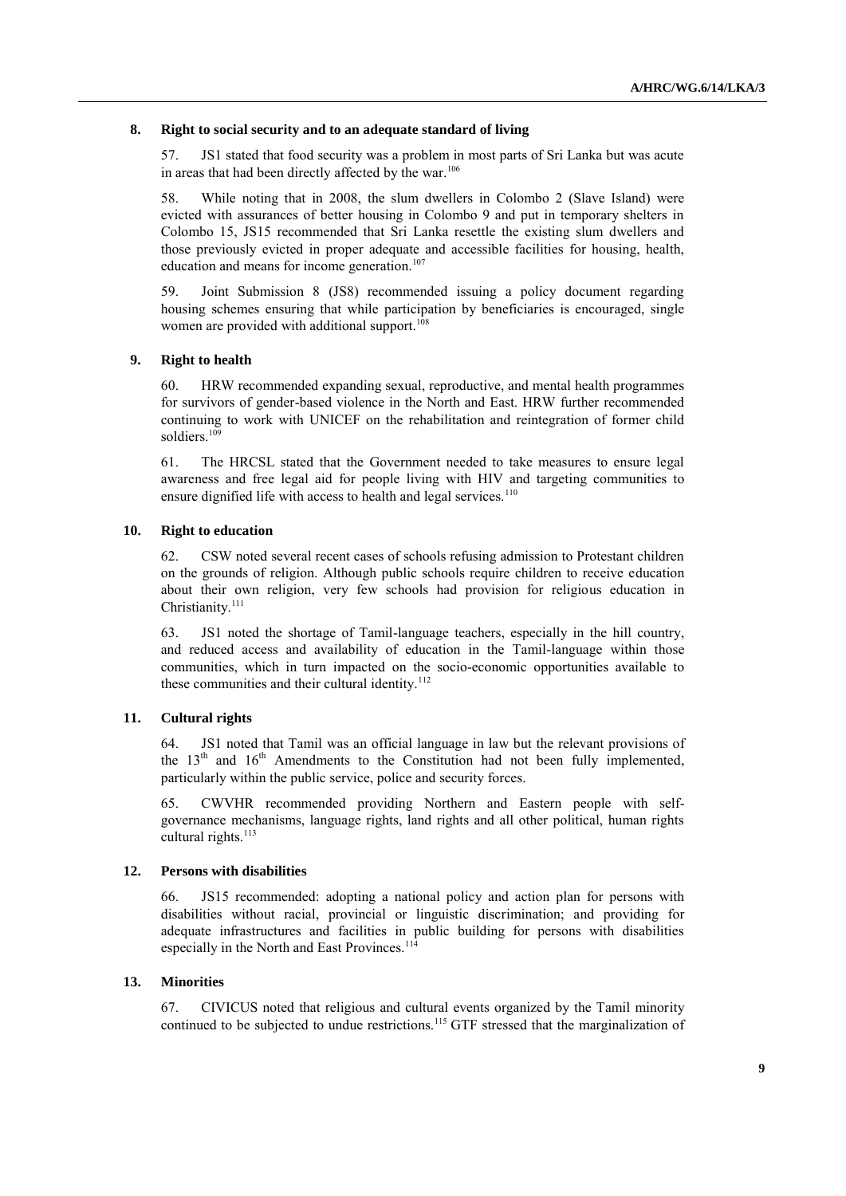### 8. Right to social security and to an adequate standard of living

57. JS1 stated that food security was a problem in most parts of Sri Lanka but was acute in areas that had been directly affected by the war.[106]

58. While noting that in 2008, the slum dwellers in Colombo 2 (Slave Island) were evicted with assurances of better housing in Colombo 9 and put in temporary shelters in Colombo 15, JS15 recommended that Sri Lanka resettle the existing slum dwellers and those previously evicted in proper adequate and accessible facilities for housing, health, education and means for income generation.[107]

59. Joint Submission 8 (JS8) recommended issuing a policy document regarding housing schemes ensuring that while participation by beneficiaries is encouraged, single women are provided with additional support.[108]

### 9. Right to health

60. HRW recommended expanding sexual, reproductive, and mental health programmes for survivors of gender-based violence in the North and East. HRW further recommended continuing to work with UNICEF on the rehabilitation and reintegration of former child soldiers.[109]

61. The HRCSL stated that the Government needed to take measures to ensure legal awareness and free legal aid for people living with HIV and targeting communities to ensure dignified life with access to health and legal services.[110]

### 10. Right to education

62. CSW noted several recent cases of schools refusing admission to Protestant children on the grounds of religion. Although public schools require children to receive education about their own religion, very few schools had provision for religious education in Christianity.[111]

63. JS1 noted the shortage of Tamil-language teachers, especially in the hill country, and reduced access and availability of education in the Tamil-language within those communities, which in turn impacted on the socio-economic opportunities available to these communities and their cultural identity.[112]

### 11. Cultural rights

64. JS1 noted that Tamil was an official language in law but the relevant provisions of the 13th and 16th Amendments to the Constitution had not been fully implemented, particularly within the public service, police and security forces.

65. CWVHR recommended providing Northern and Eastern people with self-governance mechanisms, language rights, land rights and all other political, human rights cultural rights.[113]

### 12. Persons with disabilities

66. JS15 recommended: adopting a national policy and action plan for persons with disabilities without racial, provincial or linguistic discrimination; and providing for adequate infrastructures and facilities in public building for persons with disabilities especially in the North and East Provinces.[114]

### 13. Minorities

67. CIVICUS noted that religious and cultural events organized by the Tamil minority continued to be subjected to undue restrictions.[115] GTF stressed that the marginalization of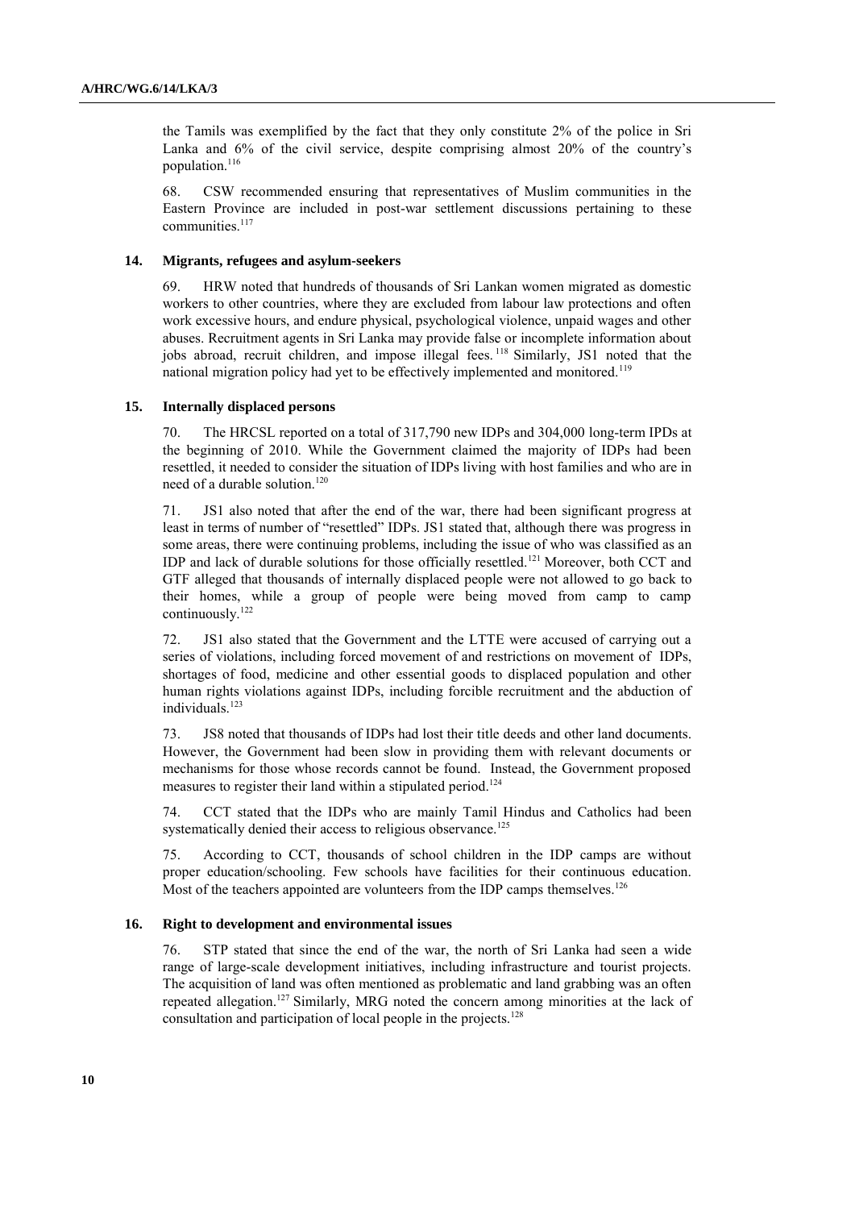the Tamils was exemplified by the fact that they only constitute 2% of the police in Sri Lanka and 6% of the civil service, despite comprising almost 20% of the country's population.[116]

68. CSW recommended ensuring that representatives of Muslim communities in the Eastern Province are included in post-war settlement discussions pertaining to these communities.[117]

### 14. Migrants, refugees and asylum-seekers

69. HRW noted that hundreds of thousands of Sri Lankan women migrated as domestic workers to other countries, where they are excluded from labour law protections and often work excessive hours, and endure physical, psychological violence, unpaid wages and other abuses. Recruitment agents in Sri Lanka may provide false or incomplete information about jobs abroad, recruit children, and impose illegal fees.[118] Similarly, JS1 noted that the national migration policy had yet to be effectively implemented and monitored.[119]

### 15. Internally displaced persons

70. The HRCSL reported on a total of 317,790 new IDPs and 304,000 long-term IPDs at the beginning of 2010. While the Government claimed the majority of IDPs had been resettled, it needed to consider the situation of IDPs living with host families and who are in need of a durable solution.[120]

71. JS1 also noted that after the end of the war, there had been significant progress at least in terms of number of "resettled" IDPs. JS1 stated that, although there was progress in some areas, there were continuing problems, including the issue of who was classified as an IDP and lack of durable solutions for those officially resettled.[121] Moreover, both CCT and GTF alleged that thousands of internally displaced people were not allowed to go back to their homes, while a group of people were being moved from camp to camp continuously.[122]

72. JS1 also stated that the Government and the LTTE were accused of carrying out a series of violations, including forced movement of and restrictions on movement of IDPs, shortages of food, medicine and other essential goods to displaced population and other human rights violations against IDPs, including forcible recruitment and the abduction of individuals.[123]

73. JS8 noted that thousands of IDPs had lost their title deeds and other land documents. However, the Government had been slow in providing them with relevant documents or mechanisms for those whose records cannot be found. Instead, the Government proposed measures to register their land within a stipulated period.[124]

74. CCT stated that the IDPs who are mainly Tamil Hindus and Catholics had been systematically denied their access to religious observance.[125]

75. According to CCT, thousands of school children in the IDP camps are without proper education/schooling. Few schools have facilities for their continuous education. Most of the teachers appointed are volunteers from the IDP camps themselves.[126]

### 16. Right to development and environmental issues

76. STP stated that since the end of the war, the north of Sri Lanka had seen a wide range of large-scale development initiatives, including infrastructure and tourist projects. The acquisition of land was often mentioned as problematic and land grabbing was an often repeated allegation.[127] Similarly, MRG noted the concern among minorities at the lack of consultation and participation of local people in the projects.[128]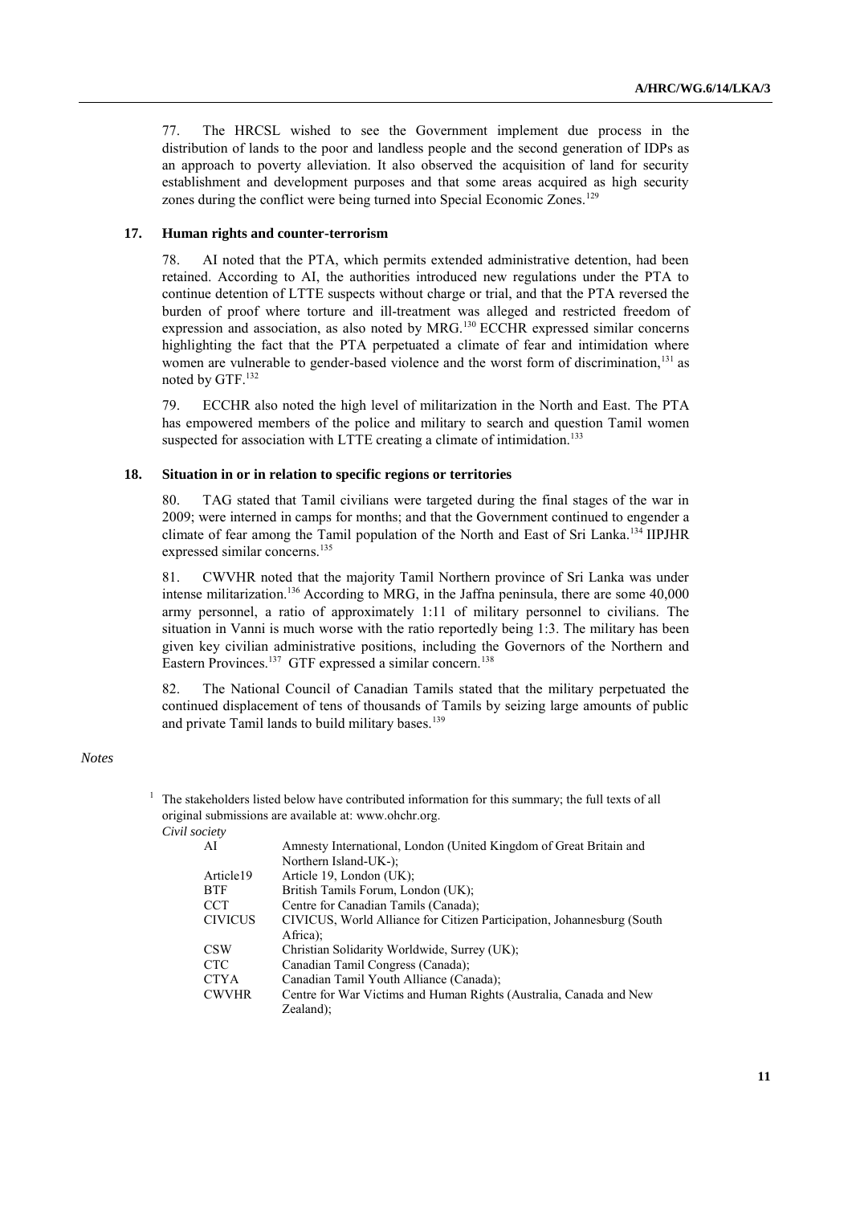77. The HRCSL wished to see the Government implement due process in the distribution of lands to the poor and landless people and the second generation of IDPs as an approach to poverty alleviation. It also observed the acquisition of land for security establishment and development purposes and that some areas acquired as high security zones during the conflict were being turned into Special Economic Zones.[129]

### 17. Human rights and counter-terrorism

78. AI noted that the PTA, which permits extended administrative detention, had been retained. According to AI, the authorities introduced new regulations under the PTA to continue detention of LTTE suspects without charge or trial, and that the PTA reversed the burden of proof where torture and ill-treatment was alleged and restricted freedom of expression and association, as also noted by MRG.[130] ECCHR expressed similar concerns highlighting the fact that the PTA perpetuated a climate of fear and intimidation where women are vulnerable to gender-based violence and the worst form of discrimination,[131] as noted by GTF.[132]

79. ECCHR also noted the high level of militarization in the North and East. The PTA has empowered members of the police and military to search and question Tamil women suspected for association with LTTE creating a climate of intimidation.[133]

### 18. Situation in or in relation to specific regions or territories

80. TAG stated that Tamil civilians were targeted during the final stages of the war in 2009; were interned in camps for months; and that the Government continued to engender a climate of fear among the Tamil population of the North and East of Sri Lanka.[134] IIPJHR expressed similar concerns.[135]

81. CWVHR noted that the majority Tamil Northern province of Sri Lanka was under intense militarization.[136] According to MRG, in the Jaffna peninsula, there are some 40,000 army personnel, a ratio of approximately 1:11 of military personnel to civilians. The situation in Vanni is much worse with the ratio reportedly being 1:3. The military has been given key civilian administrative positions, including the Governors of the Northern and Eastern Provinces.[137] GTF expressed a similar concern.[138]

82. The National Council of Canadian Tamils stated that the military perpetuated the continued displacement of tens of thousands of Tamils by seizing large amounts of public and private Tamil lands to build military bases.[139]

*Notes*

[1] The stakeholders listed below have contributed information for this summary; the full texts of all original submissions are available at: www.ohchr.org.

*Civil society*

| | |
|---|---|
| AI | Amnesty International, London (United Kingdom of Great Britain and Northern Island-UK-); |
| Article19 | Article 19, London (UK); |
| BTF | British Tamils Forum, London (UK); |
| CCT | Centre for Canadian Tamils (Canada); |
| CIVICUS | CIVICUS, World Alliance for Citizen Participation, Johannesburg (South Africa); |
| CSW | Christian Solidarity Worldwide, Surrey (UK); |
| CTC | Canadian Tamil Congress (Canada); |
| CTYA | Canadian Tamil Youth Alliance (Canada); |
| CWVHR | Centre for War Victims and Human Rights (Australia, Canada and New Zealand); |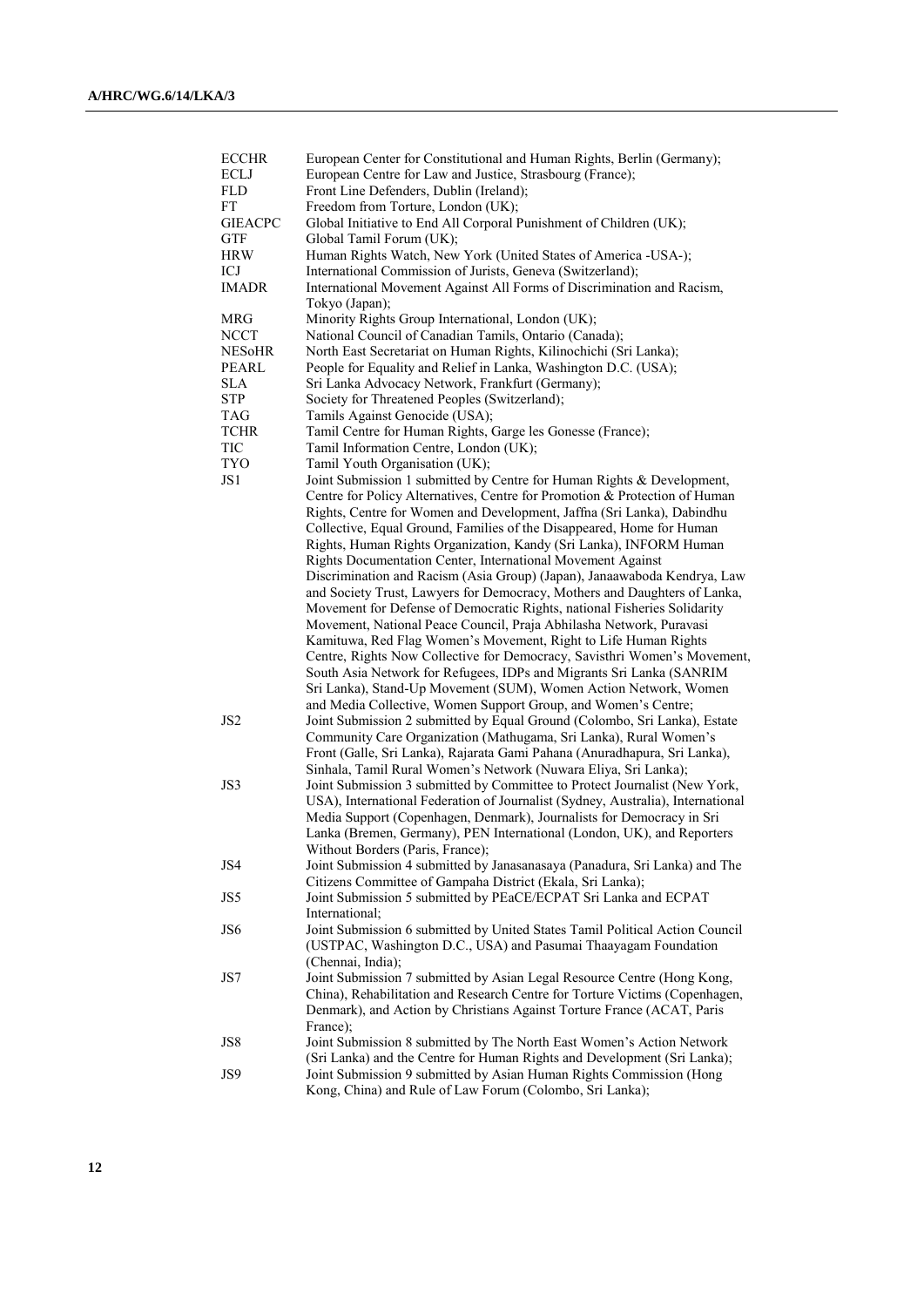| | |
|---|---|
| ECCHR | European Center for Constitutional and Human Rights, Berlin (Germany); |
| ECLJ | European Centre for Law and Justice, Strasbourg (France); |
| FLD | Front Line Defenders, Dublin (Ireland); |
| FT | Freedom from Torture, London (UK); |
| GIEACPC | Global Initiative to End All Corporal Punishment of Children (UK); |
| GTF | Global Tamil Forum (UK); |
| HRW | Human Rights Watch, New York (United States of America -USA-); |
| ICJ | International Commission of Jurists, Geneva (Switzerland); |
| IMADR | International Movement Against All Forms of Discrimination and Racism, Tokyo (Japan); |
| MRG | Minority Rights Group International, London (UK); |
| NCCT | National Council of Canadian Tamils, Ontario (Canada); |
| NESoHR | North East Secretariat on Human Rights, Kilinochichi (Sri Lanka); |
| PEARL | People for Equality and Relief in Lanka, Washington D.C. (USA); |
| SLA | Sri Lanka Advocacy Network, Frankfurt (Germany); |
| STP | Society for Threatened Peoples (Switzerland); |
| TAG | Tamils Against Genocide (USA); |
| TCHR | Tamil Centre for Human Rights, Garge les Gonesse (France); |
| TIC | Tamil Information Centre, London (UK); |
| TYO | Tamil Youth Organisation (UK); |
| JS1 | Joint Submission 1 submitted by Centre for Human Rights & Development, Centre for Policy Alternatives, Centre for Promotion & Protection of Human Rights, Centre for Women and Development, Jaffna (Sri Lanka), Dabindhu Collective, Equal Ground, Families of the Disappeared, Home for Human Rights, Human Rights Organization, Kandy (Sri Lanka), INFORM Human Rights Documentation Center, International Movement Against Discrimination and Racism (Asia Group) (Japan), Janaawaboda Kendrya, Law and Society Trust, Lawyers for Democracy, Mothers and Daughters of Lanka, Movement for Defense of Democratic Rights, national Fisheries Solidarity Movement, National Peace Council, Praja Abhilasha Network, Puravasi Kamituwa, Red Flag Women's Movement, Right to Life Human Rights Centre, Rights Now Collective for Democracy, Savisthri Women's Movement, South Asia Network for Refugees, IDPs and Migrants Sri Lanka (SANRIM Sri Lanka), Stand-Up Movement (SUM), Women Action Network, Women and Media Collective, Women Support Group, and Women's Centre; |
| JS2 | Joint Submission 2 submitted by Equal Ground (Colombo, Sri Lanka), Estate Community Care Organization (Mathugama, Sri Lanka), Rural Women's Front (Galle, Sri Lanka), Rajarata Gami Pahana (Anuradhapura, Sri Lanka), Sinhala, Tamil Rural Women's Network (Nuwara Eliya, Sri Lanka); |
| JS3 | Joint Submission 3 submitted by Committee to Protect Journalist (New York, USA), International Federation of Journalist (Sydney, Australia), International Media Support (Copenhagen, Denmark), Journalists for Democracy in Sri Lanka (Bremen, Germany), PEN International (London, UK), and Reporters Without Borders (Paris, France); |
| JS4 | Joint Submission 4 submitted by Janasanasaya (Panadura, Sri Lanka) and The Citizens Committee of Gampaha District (Ekala, Sri Lanka); |
| JS5 | Joint Submission 5 submitted by PEaCE/ECPAT Sri Lanka and ECPAT International; |
| JS6 | Joint Submission 6 submitted by United States Tamil Political Action Council (USTPAC, Washington D.C., USA) and Pasumai Thaayagam Foundation (Chennai, India); |
| JS7 | Joint Submission 7 submitted by Asian Legal Resource Centre (Hong Kong, China), Rehabilitation and Research Centre for Torture Victims (Copenhagen, Denmark), and Action by Christians Against Torture France (ACAT, Paris France); |
| JS8 | Joint Submission 8 submitted by The North East Women's Action Network (Sri Lanka) and the Centre for Human Rights and Development (Sri Lanka); |
| JS9 | Joint Submission 9 submitted by Asian Human Rights Commission (Hong Kong, China) and Rule of Law Forum (Colombo, Sri Lanka); |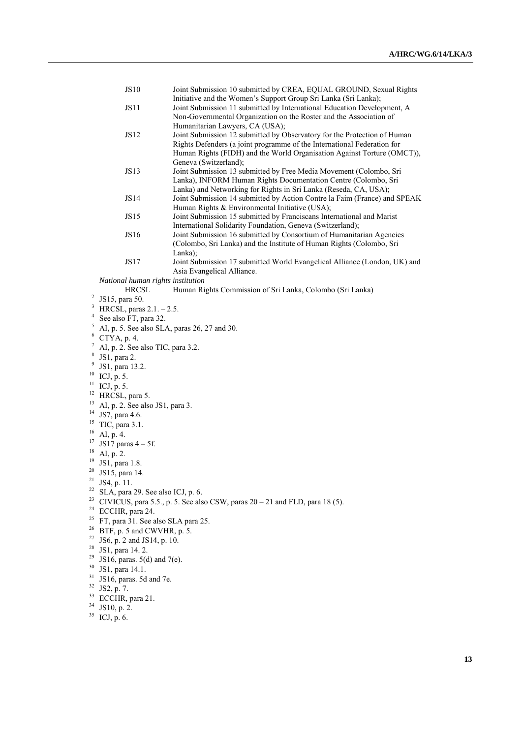| | |
|---|---|
| JS10 | Joint Submission 10 submitted by CREA, EQUAL GROUND, Sexual Rights Initiative and the Women's Support Group Sri Lanka (Sri Lanka); |
| JS11 | Joint Submission 11 submitted by International Education Development, A Non-Governmental Organization on the Roster and the Association of Humanitarian Lawyers, CA (USA); |
| JS12 | Joint Submission 12 submitted by Observatory for the Protection of Human Rights Defenders (a joint programme of the International Federation for Human Rights (FIDH) and the World Organisation Against Torture (OMCT)), Geneva (Switzerland); |
| JS13 | Joint Submission 13 submitted by Free Media Movement (Colombo, Sri Lanka), INFORM Human Rights Documentation Centre (Colombo, Sri Lanka) and Networking for Rights in Sri Lanka (Reseda, CA, USA); |
| JS14 | Joint Submission 14 submitted by Action Contre la Faim (France) and SPEAK Human Rights & Environmental Initiative (USA); |
| JS15 | Joint Submission 15 submitted by Franciscans International and Marist International Solidarity Foundation, Geneva (Switzerland); |
| JS16 | Joint Submission 16 submitted by Consortium of Humanitarian Agencies (Colombo, Sri Lanka) and the Institute of Human Rights (Colombo, Sri Lanka); |
| JS17 | Joint Submission 17 submitted World Evangelical Alliance (London, UK) and Asia Evangelical Alliance. |

*National human rights institution*

| | |
|---|---|
| HRCSL | Human Rights Commission of Sri Lanka, Colombo (Sri Lanka) |

[2] JS15, para 50.
[3] HRCSL, paras 2.1. – 2.5.
[4] See also FT, para 32.
[5] AI, p. 5. See also SLA, paras 26, 27 and 30.
[6] CTYA, p. 4.
[7] AI, p. 2. See also TIC, para 3.2.
[8] JS1, para 2.
[9] JS1, para 13.2.
[10] ICJ, p. 5.
[11] ICJ, p. 5.
[12] HRCSL, para 5.
[13] AI, p. 2. See also JS1, para 3.
[14] JS7, para 4.6.
[15] TIC, para 3.1.
[16] AI, p. 4.
[17] JS17 paras 4 – 5f.
[18] AI, p. 2.
[19] JS1, para 1.8.
[20] JS15, para 14.
[21] JS4, p. 11.
[22] SLA, para 29. See also ICJ, p. 6.
[23] CIVICUS, para 5.5., p. 5. See also CSW, paras 20 – 21 and FLD, para 18 (5).
[24] ECCHR, para 24.
[25] FT, para 31. See also SLA para 25.
[26] BTF, p. 5 and CWVHR, p. 5.
[27] JS6, p. 2 and JS14, p. 10.
[28] JS1, para 14. 2.
[29] JS16, paras. 5(d) and 7(e).
[30] JS1, para 14.1.
[31] JS16, paras. 5d and 7e.
[32] JS2, p. 7.
[33] ECCHR, para 21.
[34] JS10, p. 2.
[35] ICJ, p. 6.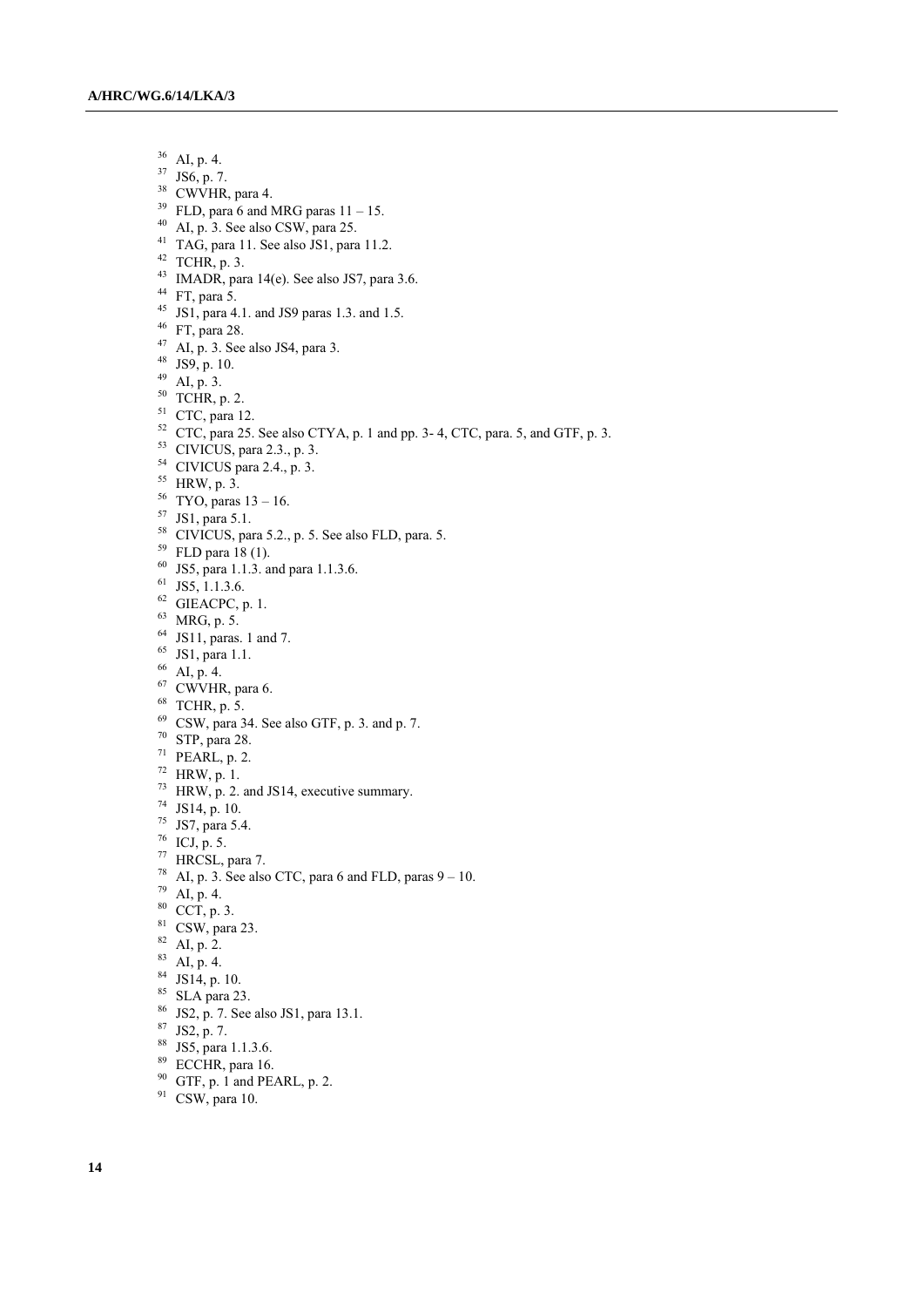[36] AI, p. 4.
[37] JS6, p. 7.
[38] CWVHR, para 4.
[39] FLD, para 6 and MRG paras 11 – 15.
[40] AI, p. 3. See also CSW, para 25.
[41] TAG, para 11. See also JS1, para 11.2.
[42] TCHR, p. 3.
[43] IMADR, para 14(e). See also JS7, para 3.6.
[44] FT, para 5.
[45] JS1, para 4.1. and JS9 paras 1.3. and 1.5.
[46] FT, para 28.
[47] AI, p. 3. See also JS4, para 3.
[48] JS9, p. 10.
[49] AI, p. 3.
[50] TCHR, p. 2.
[51] CTC, para 12.
[52] CTC, para 25. See also CTYA, p. 1 and pp. 3- 4, CTC, para. 5, and GTF, p. 3.
[53] CIVICUS, para 2.3., p. 3.
[54] CIVICUS para 2.4., p. 3.
[55] HRW, p. 3.
[56] TYO, paras 13 – 16.
[57] JS1, para 5.1.
[58] CIVICUS, para 5.2., p. 5. See also FLD, para. 5.
[59] FLD para 18 (1).
[60] JS5, para 1.1.3. and para 1.1.3.6.
[61] JS5, 1.1.3.6.
[62] GIEACPC, p. 1.
[63] MRG, p. 5.
[64] JS11, paras. 1 and 7.
[65] JS1, para 1.1.
[66] AI, p. 4.
[67] CWVHR, para 6.
[68] TCHR, p. 5.
[69] CSW, para 34. See also GTF, p. 3. and p. 7.
[70] STP, para 28.
[71] PEARL, p. 2.
[72] HRW, p. 1.
[73] HRW, p. 2. and JS14, executive summary.
[74] JS14, p. 10.
[75] JS7, para 5.4.
[76] ICJ, p. 5.
[77] HRCSL, para 7.
[78] AI, p. 3. See also CTC, para 6 and FLD, paras 9 – 10.
[79] AI, p. 4.
[80] CCT, p. 3.
[81] CSW, para 23.
[82] AI, p. 2.
[83] AI, p. 4.
[84] JS14, p. 10.
[85] SLA para 23.
[86] JS2, p. 7. See also JS1, para 13.1.
[87] JS2, p. 7.
[88] JS5, para 1.1.3.6.
[89] ECCHR, para 16.
[90] GTF, p. 1 and PEARL, p. 2.
[91] CSW, para 10.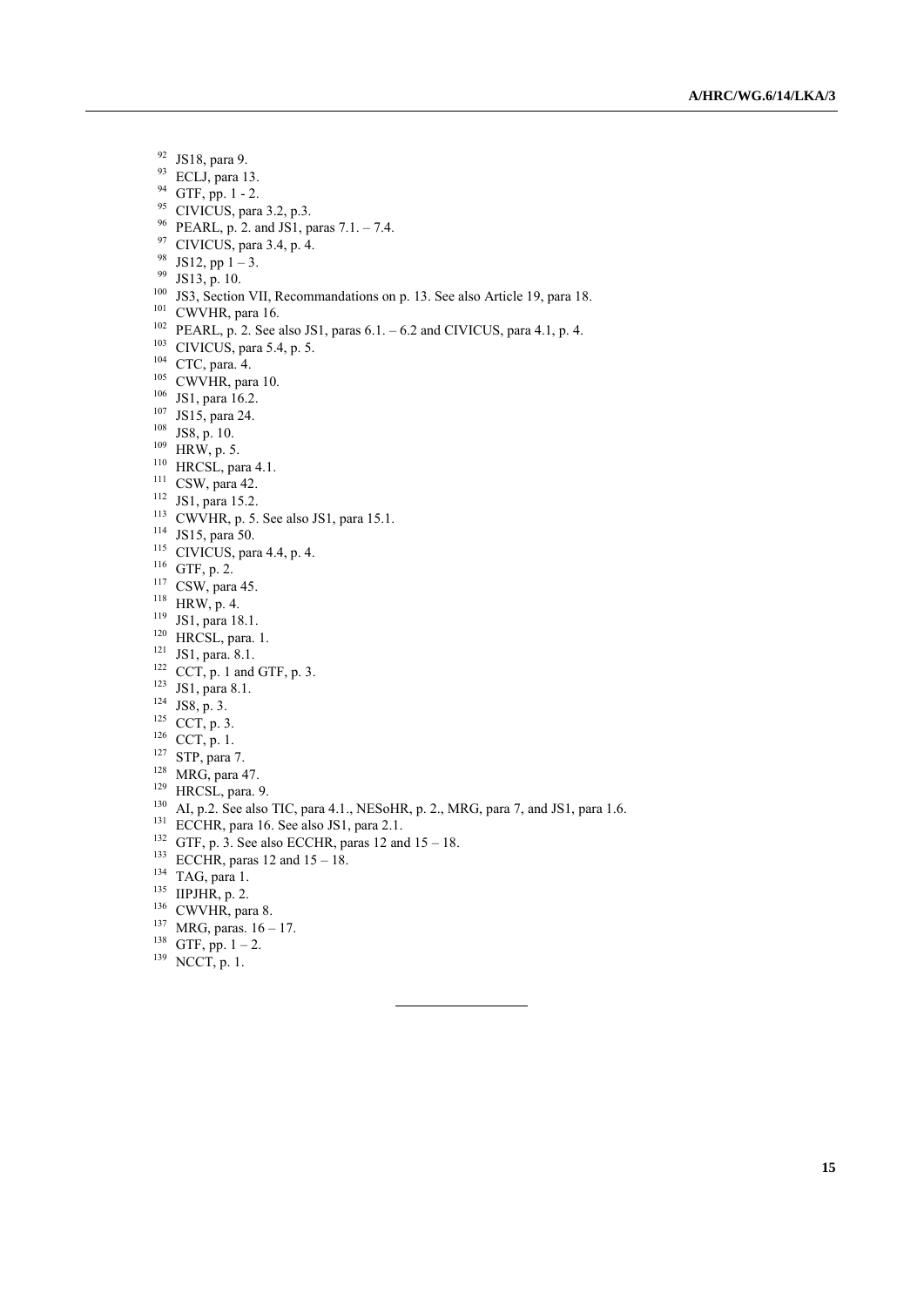[92] JS18, para 9.
[93] ECLJ, para 13.
[94] GTF, pp. 1 - 2.
[95] CIVICUS, para 3.2, p.3.
[96] PEARL, p. 2. and JS1, paras 7.1. – 7.4.
[97] CIVICUS, para 3.4, p. 4.
[98] JS12, pp 1 – 3.
[99] JS13, p. 10.
[100] JS3, Section VII, Recommandations on p. 13. See also Article 19, para 18.
[101] CWVHR, para 16.
[102] PEARL, p. 2. See also JS1, paras 6.1. – 6.2 and CIVICUS, para 4.1, p. 4.
[103] CIVICUS, para 5.4, p. 5.
[104] CTC, para. 4.
[105] CWVHR, para 10.
[106] JS1, para 16.2.
[107] JS15, para 24.
[108] JS8, p. 10.
[109] HRW, p. 5.
[110] HRCSL, para 4.1.
[111] CSW, para 42.
[112] JS1, para 15.2.
[113] CWVHR, p. 5. See also JS1, para 15.1.
[114] JS15, para 50.
[115] CIVICUS, para 4.4, p. 4.
[116] GTF, p. 2.
[117] CSW, para 45.
[118] HRW, p. 4.
[119] JS1, para 18.1.
[120] HRCSL, para. 1.
[121] JS1, para. 8.1.
[122] CCT, p. 1 and GTF, p. 3.
[123] JS1, para 8.1.
[124] JS8, p. 3.
[125] CCT, p. 3.
[126] CCT, p. 1.
[127] STP, para 7.
[128] MRG, para 47.
[129] HRCSL, para. 9.
[130] AI, p.2. See also TIC, para 4.1., NESoHR, p. 2., MRG, para 7, and JS1, para 1.6.
[131] ECCHR, para 16. See also JS1, para 2.1.
[132] GTF, p. 3. See also ECCHR, paras 12 and 15 – 18.
[133] ECCHR, paras 12 and 15 – 18.
[134] TAG, para 1.
[135] IIPJHR, p. 2.
[136] CWVHR, para 8.
[137] MRG, paras. 16 – 17.
[138] GTF, pp. 1 – 2.
[139] NCCT, p. 1.